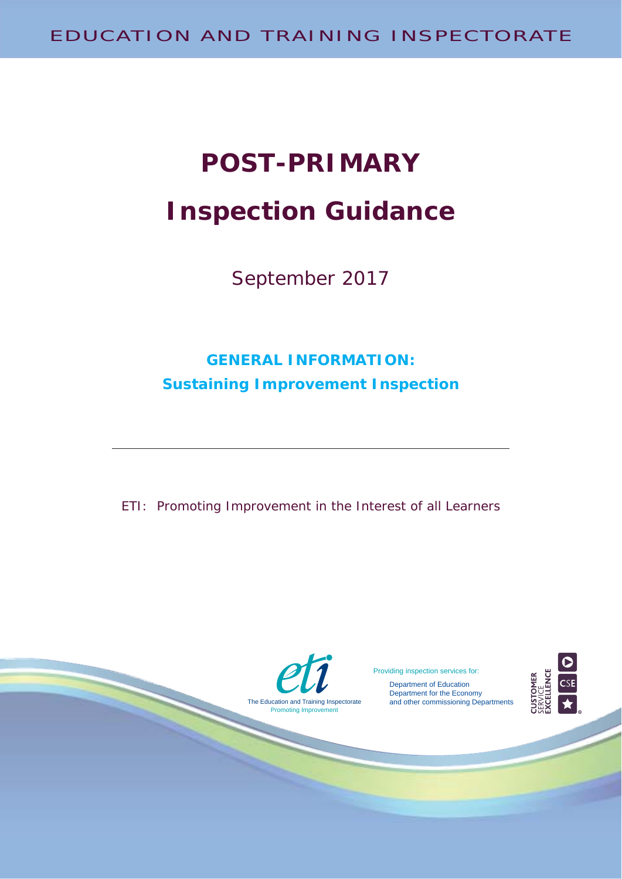EDUCATION AND TRAINING INSPECTORATE

# POST-PRIMARY

# Inspection Guidance

September 2017

## GENERAL INFORMATION:
## Sustaining Improvement Inspection

---

ETI: Promoting Improvement in the Interest of all Learners

The Education and Training Inspectorate
Promoting Improvement

Providing inspection services for:

Department of Education
Department for the Economy
and other commissioning Departments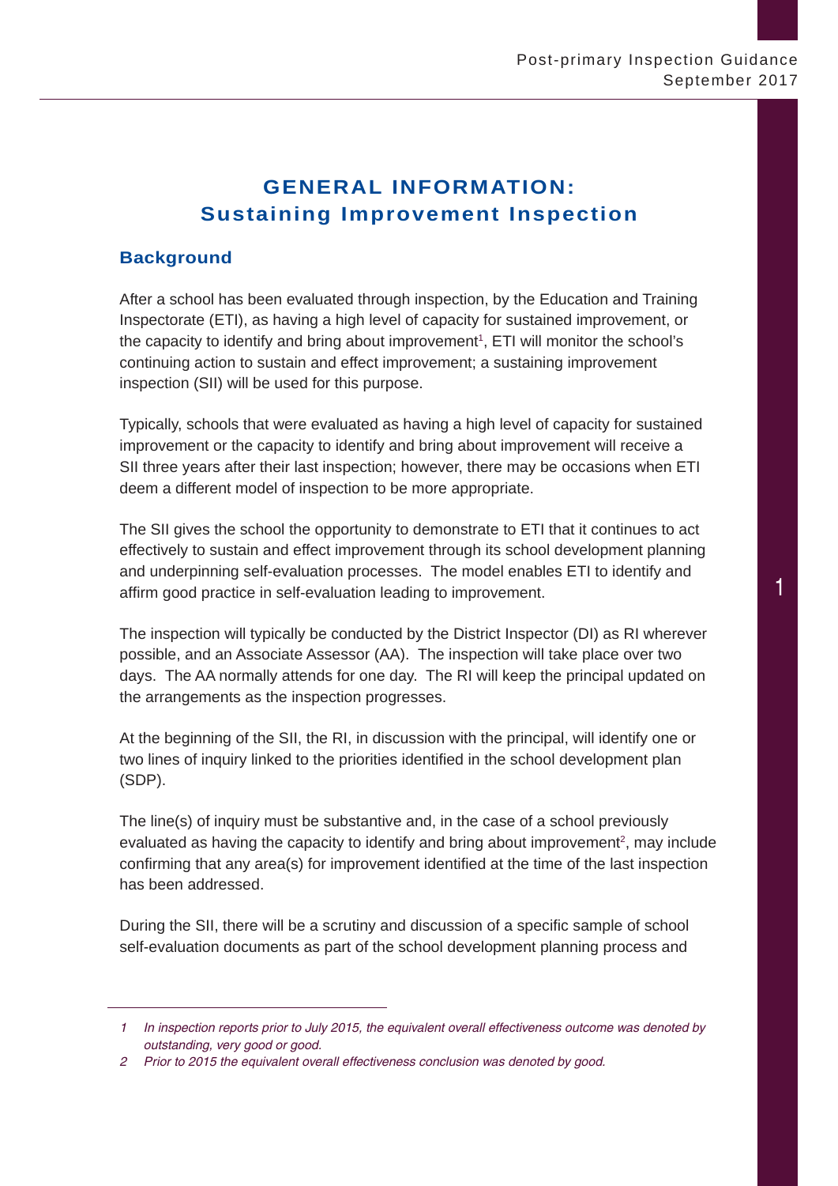# GENERAL INFORMATION: Sustaining Improvement Inspection

## Background

After a school has been evaluated through inspection, by the Education and Training Inspectorate (ETI), as having a high level of capacity for sustained improvement, or the capacity to identify and bring about improvement[1], ETI will monitor the school's continuing action to sustain and effect improvement; a sustaining improvement inspection (SII) will be used for this purpose.

Typically, schools that were evaluated as having a high level of capacity for sustained improvement or the capacity to identify and bring about improvement will receive a SII three years after their last inspection; however, there may be occasions when ETI deem a different model of inspection to be more appropriate.

The SII gives the school the opportunity to demonstrate to ETI that it continues to act effectively to sustain and effect improvement through its school development planning and underpinning self-evaluation processes. The model enables ETI to identify and affirm good practice in self-evaluation leading to improvement.

The inspection will typically be conducted by the District Inspector (DI) as RI wherever possible, and an Associate Assessor (AA). The inspection will take place over two days. The AA normally attends for one day. The RI will keep the principal updated on the arrangements as the inspection progresses.

At the beginning of the SII, the RI, in discussion with the principal, will identify one or two lines of inquiry linked to the priorities identified in the school development plan (SDP).

The line(s) of inquiry must be substantive and, in the case of a school previously evaluated as having the capacity to identify and bring about improvement[2], may include confirming that any area(s) for improvement identified at the time of the last inspection has been addressed.

During the SII, there will be a scrutiny and discussion of a specific sample of school self-evaluation documents as part of the school development planning process and

---

1 *In inspection reports prior to July 2015, the equivalent overall effectiveness outcome was denoted by outstanding, very good or good.*

2 *Prior to 2015 the equivalent overall effectiveness conclusion was denoted by good.*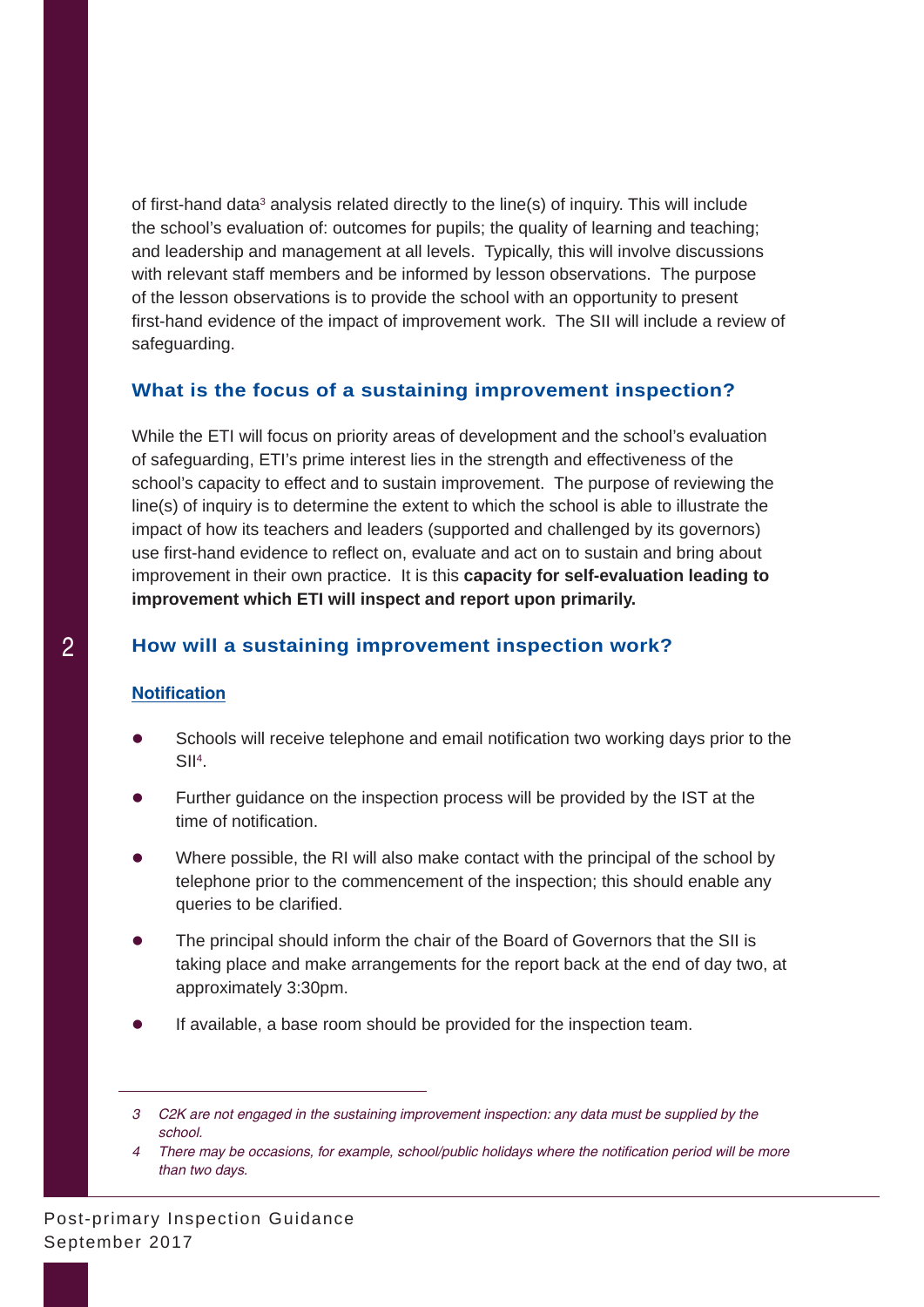of first-hand data[3] analysis related directly to the line(s) of inquiry. This will include the school's evaluation of: outcomes for pupils; the quality of learning and teaching; and leadership and management at all levels. Typically, this will involve discussions with relevant staff members and be informed by lesson observations. The purpose of the lesson observations is to provide the school with an opportunity to present first-hand evidence of the impact of improvement work. The SII will include a review of safeguarding.

## What is the focus of a sustaining improvement inspection?

While the ETI will focus on priority areas of development and the school's evaluation of safeguarding, ETI's prime interest lies in the strength and effectiveness of the school's capacity to effect and to sustain improvement. The purpose of reviewing the line(s) of inquiry is to determine the extent to which the school is able to illustrate the impact of how its teachers and leaders (supported and challenged by its governors) use first-hand evidence to reflect on, evaluate and act on to sustain and bring about improvement in their own practice. It is this **capacity for self-evaluation leading to improvement which ETI will inspect and report upon primarily.**

## How will a sustaining improvement inspection work?

### Notification

- Schools will receive telephone and email notification two working days prior to the SII[4].
- Further guidance on the inspection process will be provided by the IST at the time of notification.
- Where possible, the RI will also make contact with the principal of the school by telephone prior to the commencement of the inspection; this should enable any queries to be clarified.
- The principal should inform the chair of the Board of Governors that the SII is taking place and make arrangements for the report back at the end of day two, at approximately 3:30pm.
- If available, a base room should be provided for the inspection team.

---

*3 C2K are not engaged in the sustaining improvement inspection: any data must be supplied by the school.*

*4 There may be occasions, for example, school/public holidays where the notification period will be more than two days.*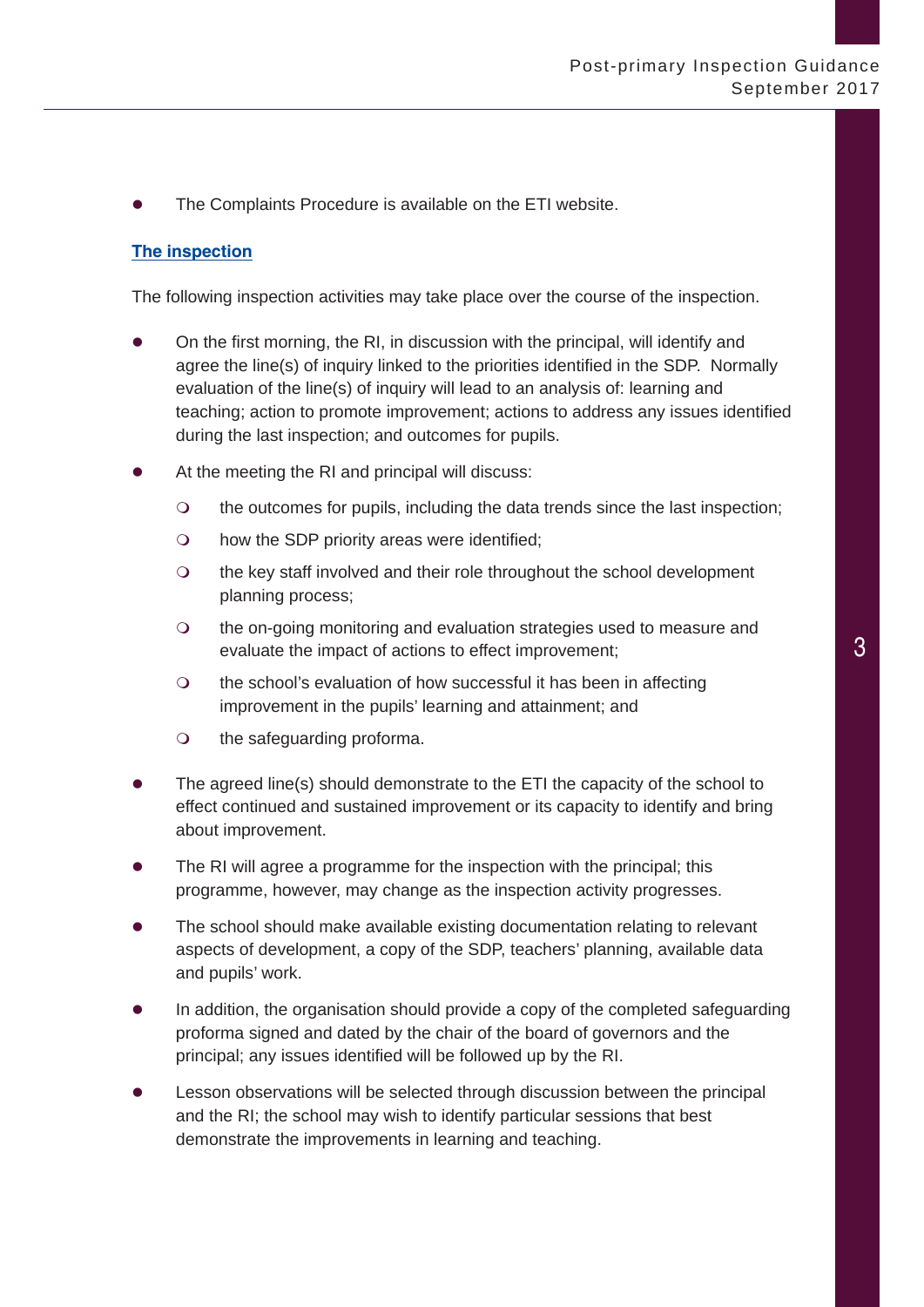- The Complaints Procedure is available on the ETI website.

## The inspection

The following inspection activities may take place over the course of the inspection.

- On the first morning, the RI, in discussion with the principal, will identify and agree the line(s) of inquiry linked to the priorities identified in the SDP. Normally evaluation of the line(s) of inquiry will lead to an analysis of: learning and teaching; action to promote improvement; actions to address any issues identified during the last inspection; and outcomes for pupils.
- At the meeting the RI and principal will discuss:
    - the outcomes for pupils, including the data trends since the last inspection;
    - how the SDP priority areas were identified;
    - the key staff involved and their role throughout the school development planning process;
    - the on-going monitoring and evaluation strategies used to measure and evaluate the impact of actions to effect improvement;
    - the school's evaluation of how successful it has been in affecting improvement in the pupils' learning and attainment; and
    - the safeguarding proforma.
- The agreed line(s) should demonstrate to the ETI the capacity of the school to effect continued and sustained improvement or its capacity to identify and bring about improvement.
- The RI will agree a programme for the inspection with the principal; this programme, however, may change as the inspection activity progresses.
- The school should make available existing documentation relating to relevant aspects of development, a copy of the SDP, teachers' planning, available data and pupils' work.
- In addition, the organisation should provide a copy of the completed safeguarding proforma signed and dated by the chair of the board of governors and the principal; any issues identified will be followed up by the RI.
- Lesson observations will be selected through discussion between the principal and the RI; the school may wish to identify particular sessions that best demonstrate the improvements in learning and teaching.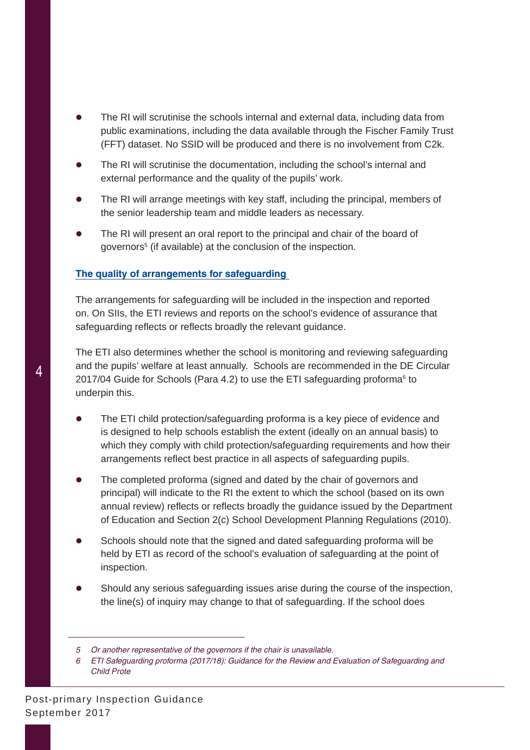- The RI will scrutinise the schools internal and external data, including data from public examinations, including the data available through the Fischer Family Trust (FFT) dataset. No SSID will be produced and there is no involvement from C2k.
- The RI will scrutinise the documentation, including the school's internal and external performance and the quality of the pupils' work.
- The RI will arrange meetings with key staff, including the principal, members of the senior leadership team and middle leaders as necessary.
- The RI will present an oral report to the principal and chair of the board of governors[5] (if available) at the conclusion of the inspection.

**The quality of arrangements for safeguarding**

The arrangements for safeguarding will be included in the inspection and reported on. On SIIs, the ETI reviews and reports on the school's evidence of assurance that safeguarding reflects or reflects broadly the relevant guidance.

The ETI also determines whether the school is monitoring and reviewing safeguarding and the pupils' welfare at least annually. Schools are recommended in the DE Circular 2017/04 Guide for Schools (Para 4.2) to use the ETI safeguarding proforma[6] to underpin this.

- The ETI child protection/safeguarding proforma is a key piece of evidence and is designed to help schools establish the extent (ideally on an annual basis) to which they comply with child protection/safeguarding requirements and how their arrangements reflect best practice in all aspects of safeguarding pupils.
- The completed proforma (signed and dated by the chair of governors and principal) will indicate to the RI the extent to which the school (based on its own annual review) reflects or reflects broadly the guidance issued by the Department of Education and Section 2(c) School Development Planning Regulations (2010).
- Schools should note that the signed and dated safeguarding proforma will be held by ETI as record of the school's evaluation of safeguarding at the point of inspection.
- Should any serious safeguarding issues arise during the course of the inspection, the line(s) of inquiry may change to that of safeguarding. If the school does

---

*5 Or another representative of the governors if the chair is unavailable.*

*6 ETI Safeguarding proforma (2017/18): Guidance for the Review and Evaluation of Safeguarding and Child Prote*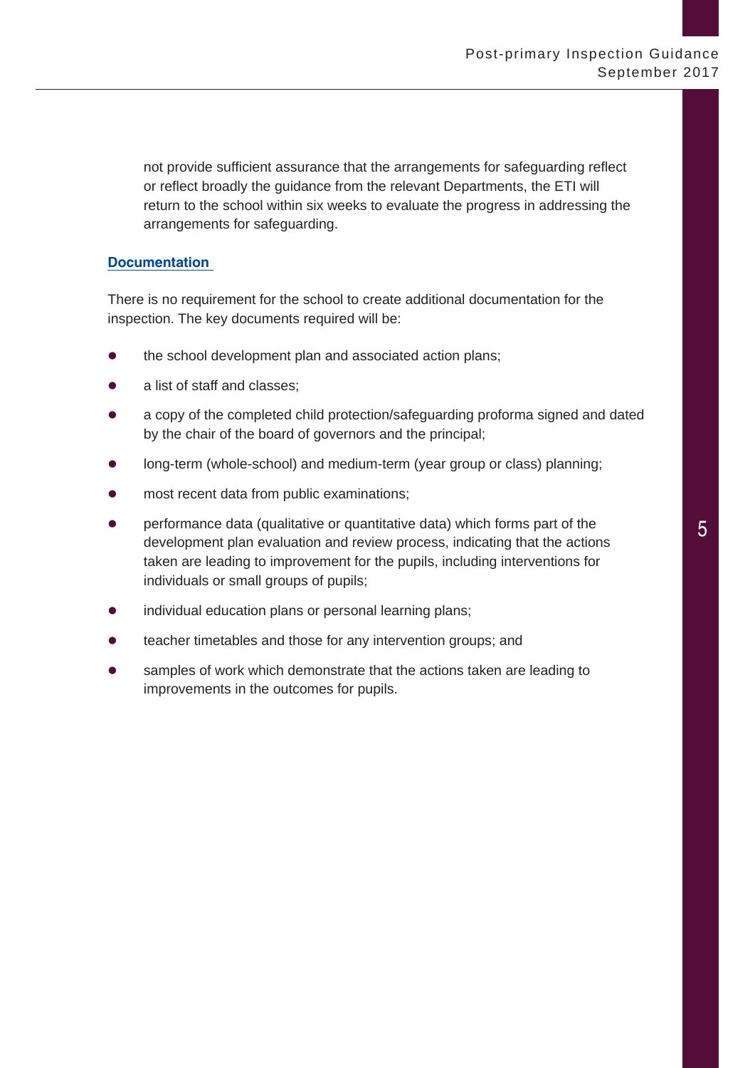not provide sufficient assurance that the arrangements for safeguarding reflect or reflect broadly the guidance from the relevant Departments, the ETI will return to the school within six weeks to evaluate the progress in addressing the arrangements for safeguarding.

### Documentation

There is no requirement for the school to create additional documentation for the inspection. The key documents required will be:

- the school development plan and associated action plans;
- a list of staff and classes;
- a copy of the completed child protection/safeguarding proforma signed and dated by the chair of the board of governors and the principal;
- long-term (whole-school) and medium-term (year group or class) planning;
- most recent data from public examinations;
- performance data (qualitative or quantitative data) which forms part of the development plan evaluation and review process, indicating that the actions taken are leading to improvement for the pupils, including interventions for individuals or small groups of pupils;
- individual education plans or personal learning plans;
- teacher timetables and those for any intervention groups; and
- samples of work which demonstrate that the actions taken are leading to improvements in the outcomes for pupils.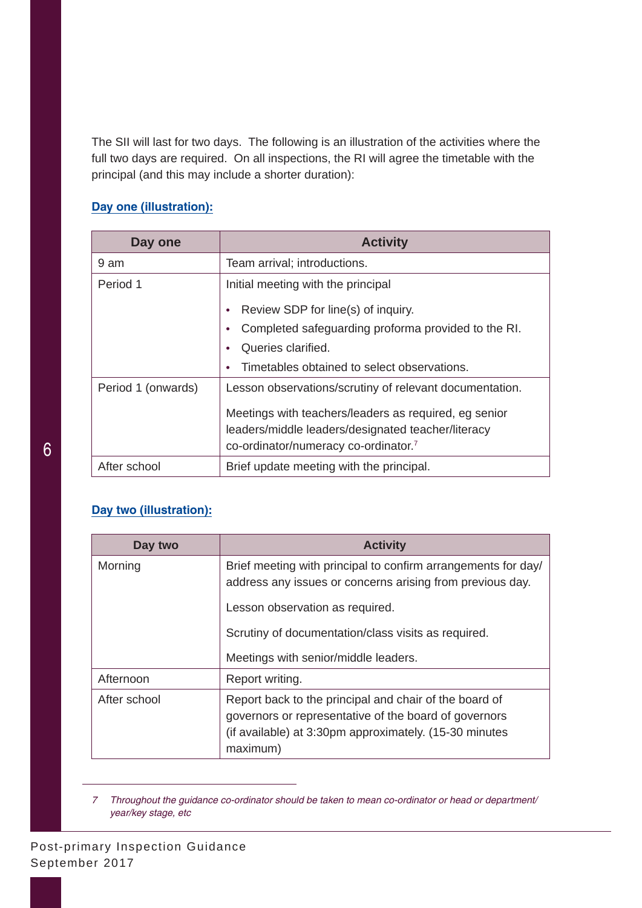The SII will last for two days. The following is an illustration of the activities where the full two days are required. On all inspections, the RI will agree the timetable with the principal (and this may include a shorter duration):

**Day one (illustration):**

| Day one | Activity |
|---|---|
| 9 am | Team arrival; introductions. |
| Period 1 | Initial meeting with the principal<br>• Review SDP for line(s) of inquiry.<br>• Completed safeguarding proforma provided to the RI.<br>• Queries clarified.<br>• Timetables obtained to select observations. |
| Period 1 (onwards) | Lesson observations/scrutiny of relevant documentation.<br><br>Meetings with teachers/leaders as required, eg senior leaders/middle leaders/designated teacher/literacy co-ordinator/numeracy co-ordinator.[7] |
| After school | Brief update meeting with the principal. |

**Day two (illustration):**

| Day two | Activity |
|---|---|
| Morning | Brief meeting with principal to confirm arrangements for day/ address any issues or concerns arising from previous day.<br><br>Lesson observation as required.<br><br>Scrutiny of documentation/class visits as required.<br><br>Meetings with senior/middle leaders. |
| Afternoon | Report writing. |
| After school | Report back to the principal and chair of the board of governors or representative of the board of governors (if available) at 3:30pm approximately. (15-30 minutes maximum) |

---

7 *Throughout the guidance co-ordinator should be taken to mean co-ordinator or head or department/ year/key stage, etc*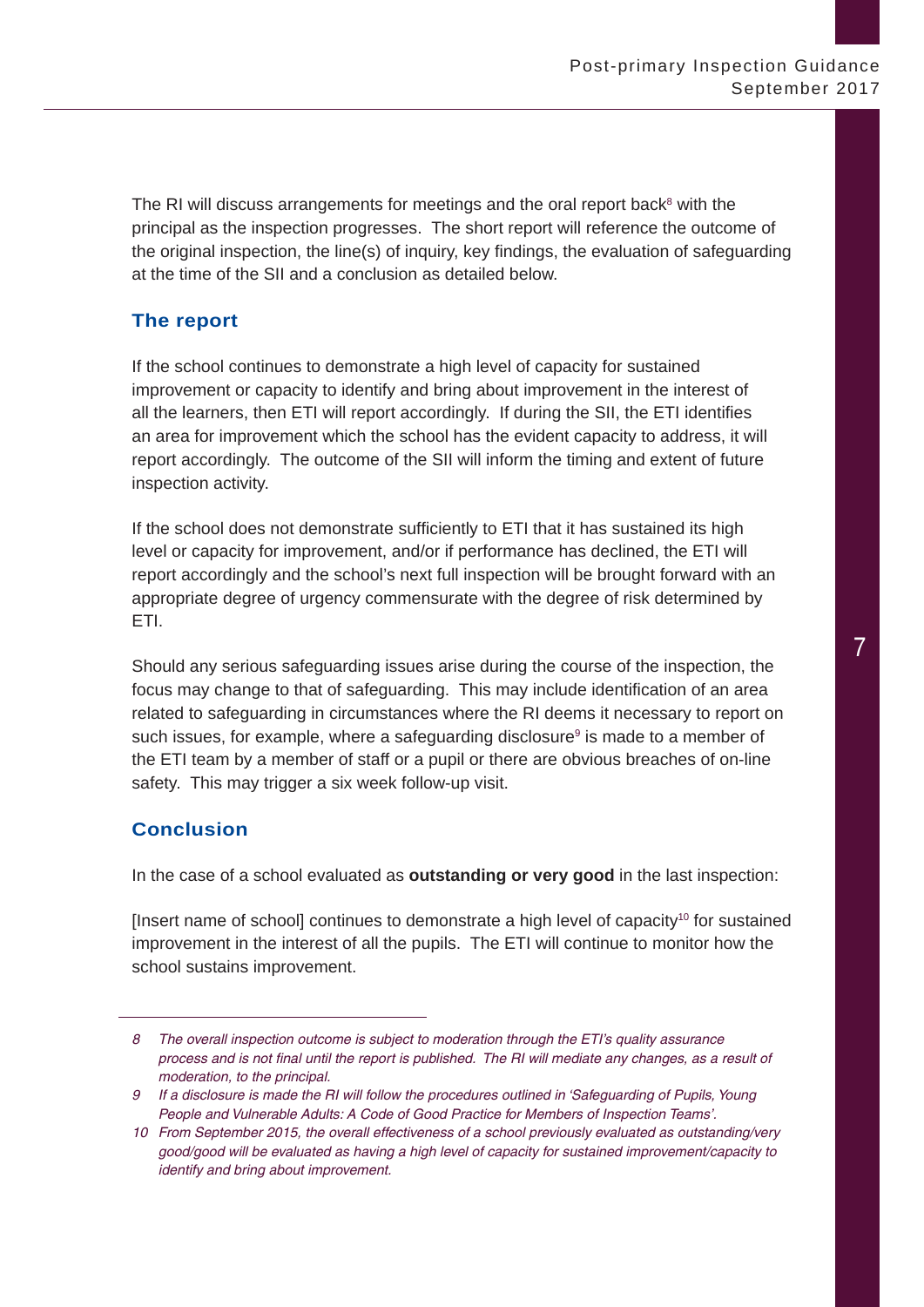The RI will discuss arrangements for meetings and the oral report back[8] with the principal as the inspection progresses. The short report will reference the outcome of the original inspection, the line(s) of inquiry, key findings, the evaluation of safeguarding at the time of the SII and a conclusion as detailed below.

## The report

If the school continues to demonstrate a high level of capacity for sustained improvement or capacity to identify and bring about improvement in the interest of all the learners, then ETI will report accordingly. If during the SII, the ETI identifies an area for improvement which the school has the evident capacity to address, it will report accordingly. The outcome of the SII will inform the timing and extent of future inspection activity.

If the school does not demonstrate sufficiently to ETI that it has sustained its high level or capacity for improvement, and/or if performance has declined, the ETI will report accordingly and the school's next full inspection will be brought forward with an appropriate degree of urgency commensurate with the degree of risk determined by ETI.

Should any serious safeguarding issues arise during the course of the inspection, the focus may change to that of safeguarding. This may include identification of an area related to safeguarding in circumstances where the RI deems it necessary to report on such issues, for example, where a safeguarding disclosure[9] is made to a member of the ETI team by a member of staff or a pupil or there are obvious breaches of on-line safety. This may trigger a six week follow-up visit.

## Conclusion

In the case of a school evaluated as **outstanding or very good** in the last inspection:

[Insert name of school] continues to demonstrate a high level of capacity[10] for sustained improvement in the interest of all the pupils. The ETI will continue to monitor how the school sustains improvement.

---

*8 The overall inspection outcome is subject to moderation through the ETI's quality assurance process and is not final until the report is published. The RI will mediate any changes, as a result of moderation, to the principal.*

*9 If a disclosure is made the RI will follow the procedures outlined in 'Safeguarding of Pupils, Young People and Vulnerable Adults: A Code of Good Practice for Members of Inspection Teams'.*

*10 From September 2015, the overall effectiveness of a school previously evaluated as outstanding/very good/good will be evaluated as having a high level of capacity for sustained improvement/capacity to identify and bring about improvement.*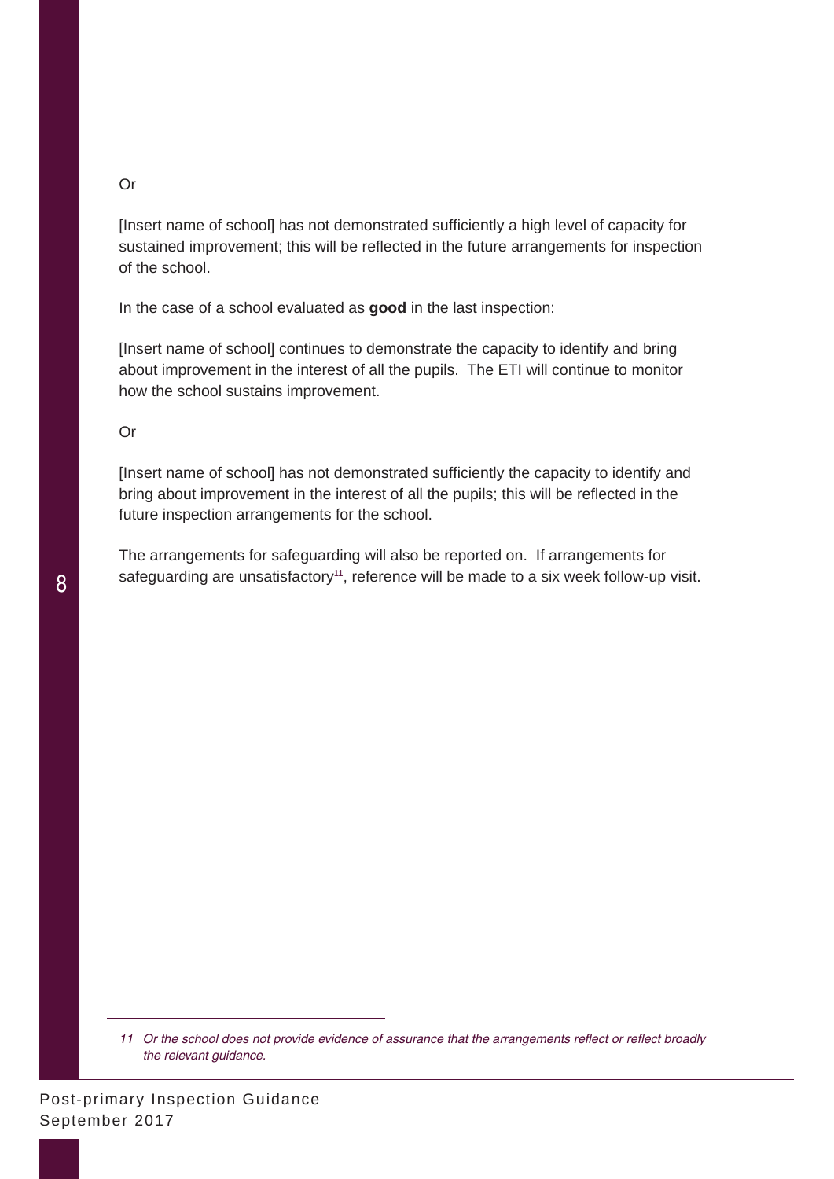Or

[Insert name of school] has not demonstrated sufficiently a high level of capacity for sustained improvement; this will be reflected in the future arrangements for inspection of the school.

In the case of a school evaluated as **good** in the last inspection:

[Insert name of school] continues to demonstrate the capacity to identify and bring about improvement in the interest of all the pupils. The ETI will continue to monitor how the school sustains improvement.

Or

[Insert name of school] has not demonstrated sufficiently the capacity to identify and bring about improvement in the interest of all the pupils; this will be reflected in the future inspection arrangements for the school.

The arrangements for safeguarding will also be reported on. If arrangements for safeguarding are unsatisfactory[11], reference will be made to a six week follow-up visit.

---

*11 Or the school does not provide evidence of assurance that the arrangements reflect or reflect broadly the relevant guidance.*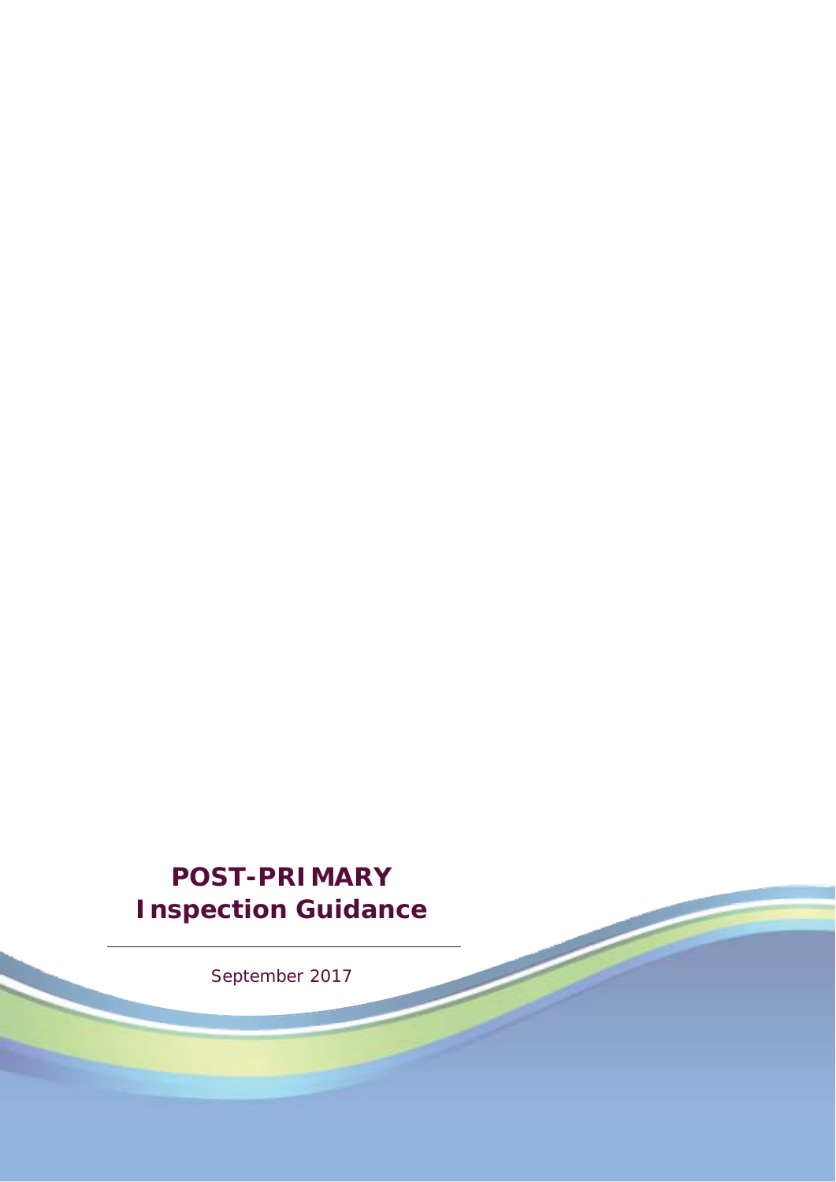# POST-PRIMARY
# Inspection Guidance

September 2017